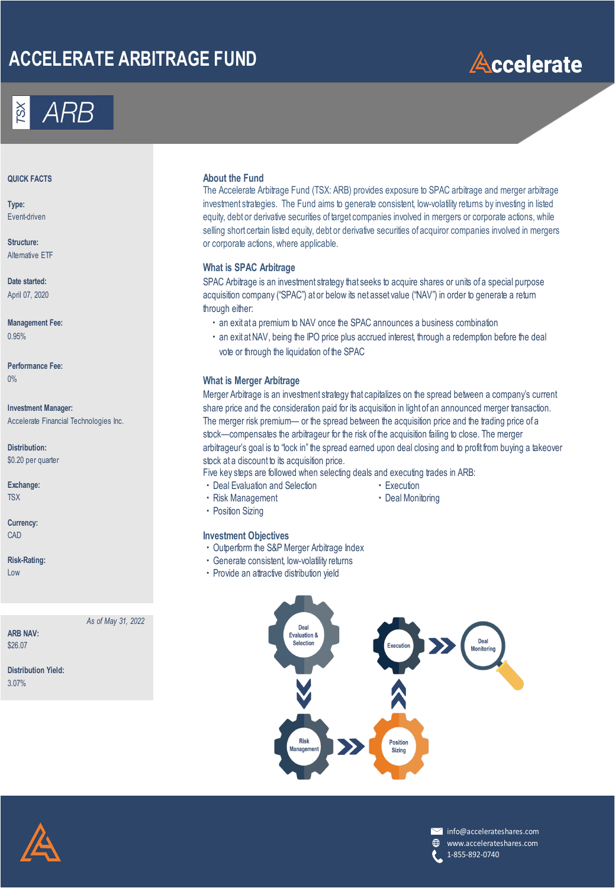# ACCELERATE ARBITRAGE FUND

Accelerate

TSX ARB

**QUICK FACTS**

**Type:**
Event-driven

**Structure:**
Alternative ETF

**Date started:**
April 07, 2020

**Management Fee:**
0.95%

**Performance Fee:**
0%

**Investment Manager:**
Accelerate Financial Technologies Inc.

**Distribution:**
$0.20 per quarter

**Exchange:**
TSX

**Currency:**
CAD

**Risk-Rating:**
Low

*As of May 31, 2022*

**ARB NAV:**
$26.07

**Distribution Yield:**
3.07%

## About the Fund

The Accelerate Arbitrage Fund (TSX: ARB) provides exposure to SPAC arbitrage and merger arbitrage investment strategies. The Fund aims to generate consistent, low-volatility returns by investing in listed equity, debt or derivative securities of target companies involved in mergers or corporate actions, while selling short certain listed equity, debt or derivative securities of acquiror companies involved in mergers or corporate actions, where applicable.

## What is SPAC Arbitrage

SPAC Arbitrage is an investment strategy that seeks to acquire shares or units of a special purpose acquisition company ("SPAC") at or below its net asset value ("NAV") in order to generate a return through either:

- an exit at a premium to NAV once the SPAC announces a business combination
- an exit at NAV, being the IPO price plus accrued interest, through a redemption before the deal vote or through the liquidation of the SPAC

## What is Merger Arbitrage

Merger Arbitrage is an investment strategy that capitalizes on the spread between a company's current share price and the consideration paid for its acquisition in light of an announced merger transaction. The merger risk premium— or the spread between the acquisition price and the trading price of a stock—compensates the arbitrageur for the risk of the acquisition failing to close. The merger arbitrageur's goal is to "lock in" the spread earned upon deal closing and to profit from buying a takeover stock at a discount to its acquisition price.

Five key steps are followed when selecting deals and executing trades in ARB:

- Deal Evaluation and Selection
- Risk Management
- Position Sizing
- Execution
- Deal Monitoring

## Investment Objectives

- Outperform the S&P Merger Arbitrage Index
- Generate consistent, low-volatility returns
- Provide an attractive distribution yield

Deal Evaluation & Selection → Risk Management → Position Sizing → Execution → Deal Monitoring

info@accelerateshares.com
www.accelerateshares.com
1-855-892-0740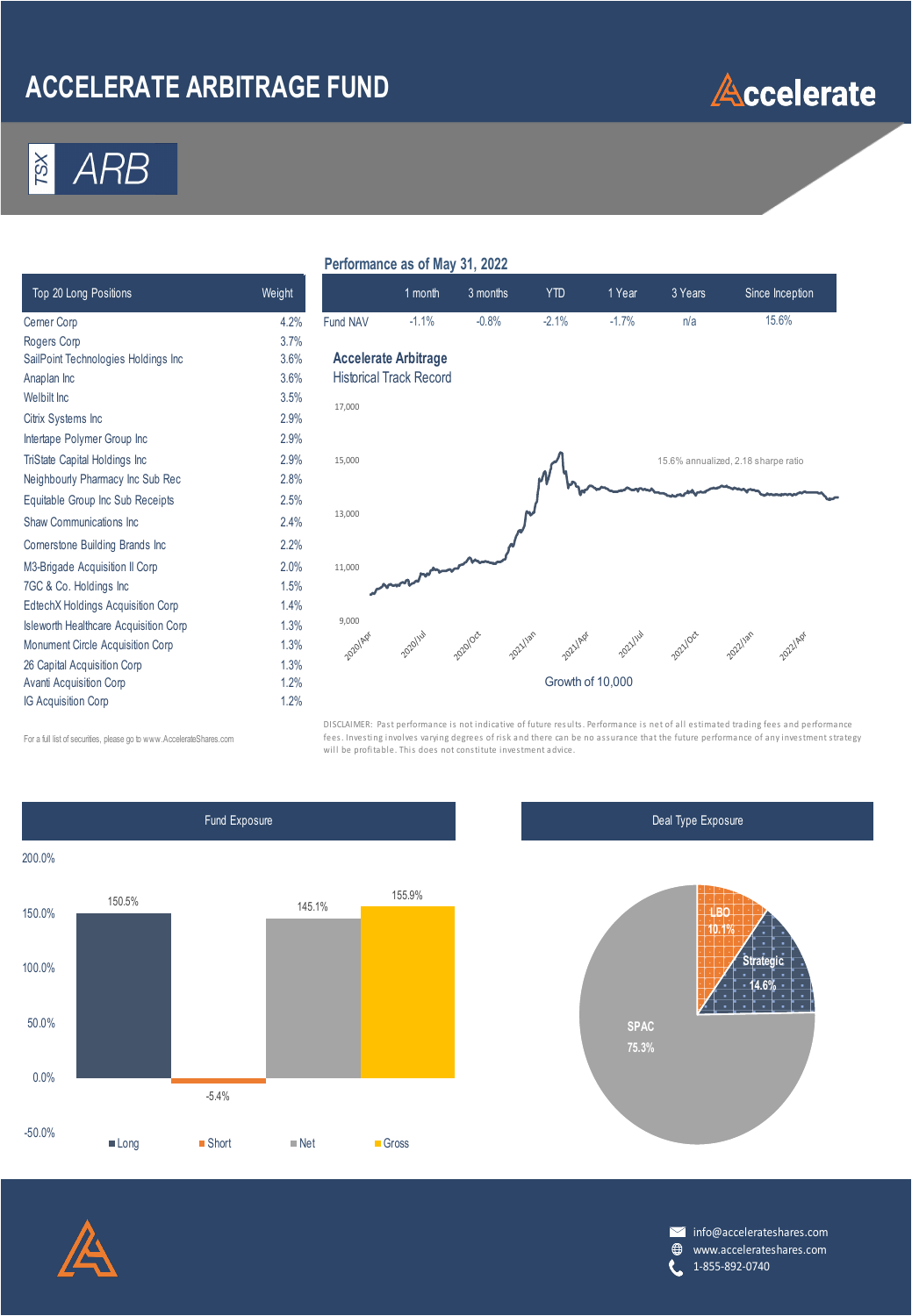# ACCELERATE ARBITRAGE FUND

Accelerate

TSX ARB

| Top 20 Long Positions | Weight |
|---|---|
| Cerner Corp | 4.2% |
| Rogers Corp | 3.7% |
| SailPoint Technologies Holdings Inc | 3.6% |
| Anaplan Inc | 3.6% |
| Welbilt Inc | 3.5% |
| Citrix Systems Inc | 2.9% |
| Intertape Polymer Group Inc | 2.9% |
| TriState Capital Holdings Inc | 2.9% |
| Neighbourly Pharmacy Inc Sub Rec | 2.8% |
| Equitable Group Inc Sub Receipts | 2.5% |
| Shaw Communications Inc | 2.4% |
| Cornerstone Building Brands Inc | 2.2% |
| M3-Brigade Acquisition II Corp | 2.0% |
| 7GC & Co. Holdings Inc | 1.5% |
| EdtechX Holdings Acquisition Corp | 1.4% |
| Isleworth Healthcare Acquisition Corp | 1.3% |
| Monument Circle Acquisition Corp | 1.3% |
| 26 Capital Acquisition Corp | 1.3% |
| Avanti Acquisition Corp | 1.2% |
| IG Acquisition Corp | 1.2% |

For a full list of securities, please go to www.AccelerateShares.com

## Performance as of May 31, 2022

| | 1 month | 3 months | YTD | 1 Year | 3 Years | Since Inception |
|---|---|---|---|---|---|---|
| Fund NAV | -1.1% | -0.8% | -2.1% | -1.7% | n/a | 15.6% |

**Accelerate Arbitrage**
Historical Track Record

17,000
15,000
13,000
11,000
9,000

15.6% annualized, 2.18 sharpe ratio

2020/Apr 2020/Jul 2020/Oct 2021/Jan 2021/Apr 2021/Jul 2021/Oct 2022/Jan 2022/Apr

Growth of 10,000

DISCLAIMER: Past performance is not indicative of future results. Performance is net of all estimated trading fees and performance fees. Investing involves varying degrees of risk and there can be no assurance that the future performance of any investment strategy will be profitable. This does not constitute investment advice.

## Fund Exposure

200.0%
150.0%
100.0%
50.0%
0.0%
-50.0%

150.5%
-5.4%
145.1%
155.9%

Long Short Net Gross

## Deal Type Exposure

LBO 10.1%
Strategic 14.6%
SPAC 75.3%

info@accelerateshares.com
www.accelerateshares.com
1-855-892-0740